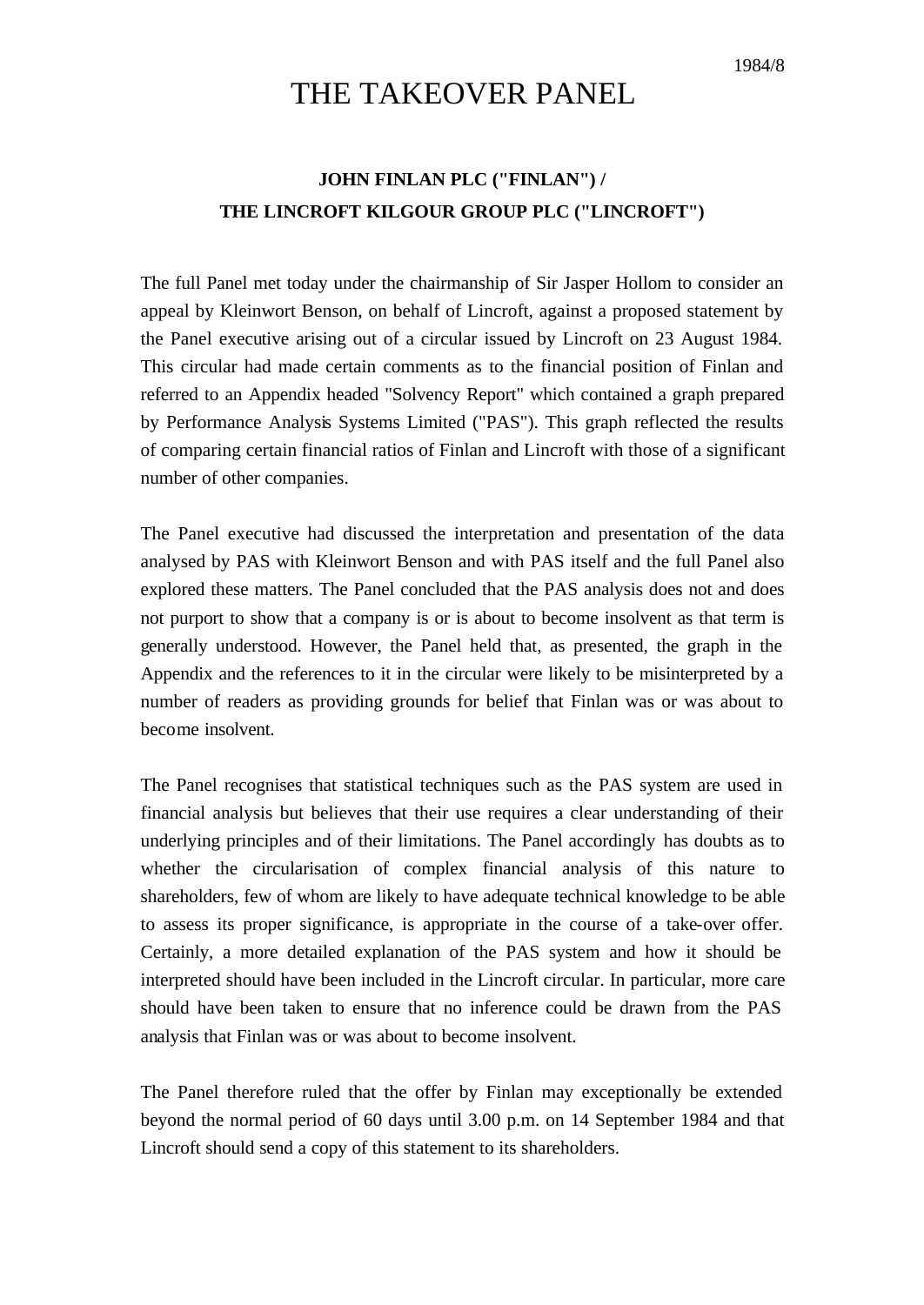1984/8

# THE TAKEOVER PANEL

**JOHN FINLAN PLC ("FINLAN") /**
**THE LINCROFT KILGOUR GROUP PLC ("LINCROFT")**

The full Panel met today under the chairmanship of Sir Jasper Hollom to consider an appeal by Kleinwort Benson, on behalf of Lincroft, against a proposed statement by the Panel executive arising out of a circular issued by Lincroft on 23 August 1984. This circular had made certain comments as to the financial position of Finlan and referred to an Appendix headed "Solvency Report" which contained a graph prepared by Performance Analysis Systems Limited ("PAS"). This graph reflected the results of comparing certain financial ratios of Finlan and Lincroft with those of a significant number of other companies.

The Panel executive had discussed the interpretation and presentation of the data analysed by PAS with Kleinwort Benson and with PAS itself and the full Panel also explored these matters. The Panel concluded that the PAS analysis does not and does not purport to show that a company is or is about to become insolvent as that term is generally understood. However, the Panel held that, as presented, the graph in the Appendix and the references to it in the circular were likely to be misinterpreted by a number of readers as providing grounds for belief that Finlan was or was about to become insolvent.

The Panel recognises that statistical techniques such as the PAS system are used in financial analysis but believes that their use requires a clear understanding of their underlying principles and of their limitations. The Panel accordingly has doubts as to whether the circularisation of complex financial analysis of this nature to shareholders, few of whom are likely to have adequate technical knowledge to be able to assess its proper significance, is appropriate in the course of a take-over offer. Certainly, a more detailed explanation of the PAS system and how it should be interpreted should have been included in the Lincroft circular. In particular, more care should have been taken to ensure that no inference could be drawn from the PAS analysis that Finlan was or was about to become insolvent.

The Panel therefore ruled that the offer by Finlan may exceptionally be extended beyond the normal period of 60 days until 3.00 p.m. on 14 September 1984 and that Lincroft should send a copy of this statement to its shareholders.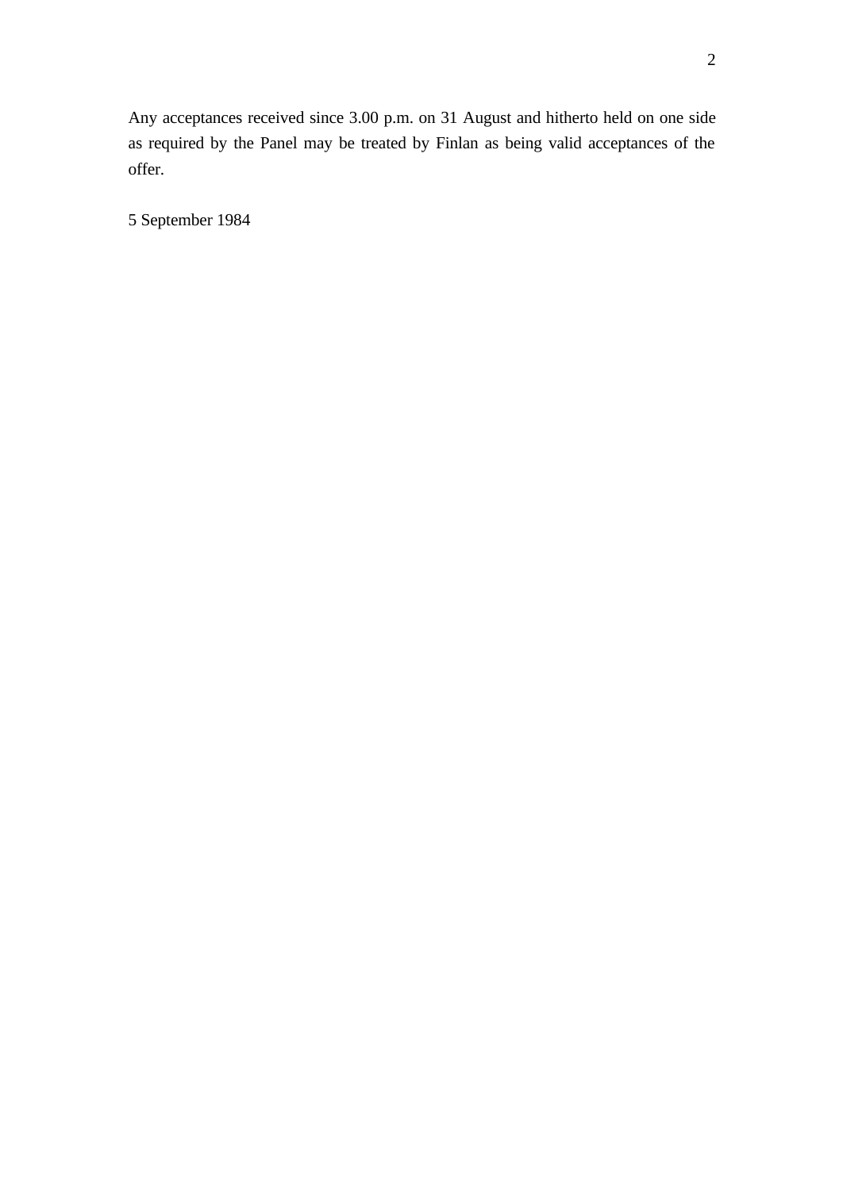Any acceptances received since 3.00 p.m. on 31 August and hitherto held on one side as required by the Panel may be treated by Finlan as being valid acceptances of the offer.

5 September 1984